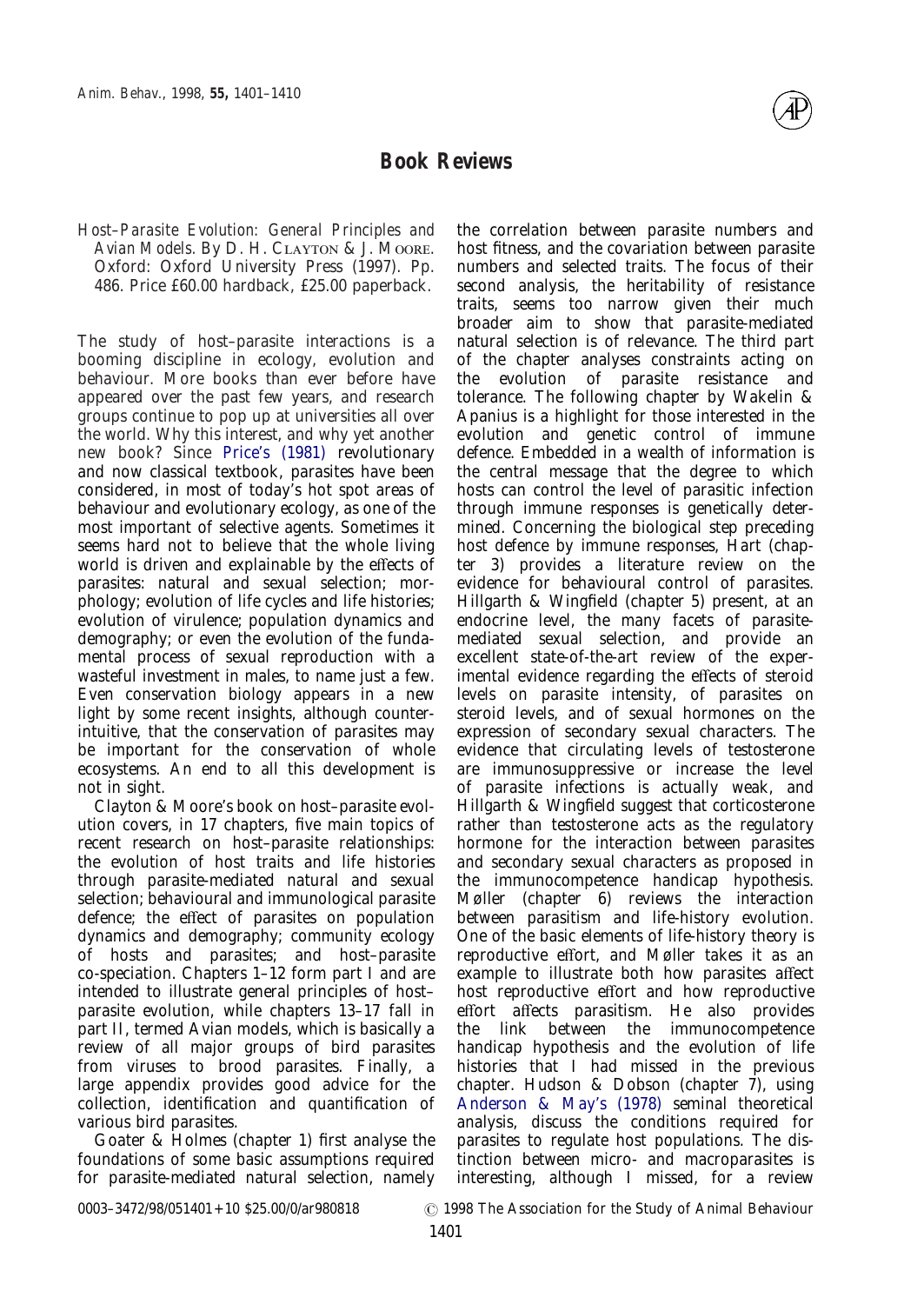# Book Reviews

*Host–Parasite Evolution: General Principles and Avian Models*. By D. H. Clayton & J. Moore. Oxford: Oxford University Press (1997). Pp. 486. Price £60.00 hardback, £25.00 paperback.

The study of host–parasite interactions is a booming discipline in ecology, evolution and behaviour. More books than ever before have appeared over the past few years, and research groups continue to pop up at universities all over the world. Why this interest, and why yet another new book? Since Price's (1981) revolutionary and now classical textbook, parasites have been considered, in most of today's hot spot areas of behaviour and evolutionary ecology, as one of the most important of selective agents. Sometimes it seems hard not to believe that the whole living world is driven and explainable by the effects of parasites: natural and sexual selection; morphology; evolution of life cycles and life histories; evolution of virulence; population dynamics and demography; or even the evolution of the fundamental process of sexual reproduction with a wasteful investment in males, to name just a few. Even conservation biology appears in a new light by some recent insights, although counterintuitive, that the conservation of parasites may be important for the conservation of whole ecosystems. An end to all this development is not in sight.

Clayton & Moore's book on host–parasite evolution covers, in 17 chapters, five main topics of recent research on host–parasite relationships: the evolution of host traits and life histories through parasite-mediated natural and sexual selection; behavioural and immunological parasite defence; the effect of parasites on population dynamics and demography; community ecology of hosts and parasites; and host–parasite co-speciation. Chapters 1–12 form part I and are intended to illustrate general principles of host–parasite evolution, while chapters 13–17 fall in part II, termed Avian models, which is basically a review of all major groups of bird parasites from viruses to brood parasites. Finally, a large appendix provides good advice for the collection, identification and quantification of various bird parasites.

Goater & Holmes (chapter 1) first analyse the foundations of some basic assumptions required for parasite-mediated natural selection, namely the correlation between parasite numbers and host fitness, and the covariation between parasite numbers and selected traits. The focus of their second analysis, the heritability of resistance traits, seems too narrow given their much broader aim to show that parasite-mediated natural selection is of relevance. The third part of the chapter analyses constraints acting on the evolution of parasite resistance and tolerance. The following chapter by Wakelin & Apanius is a highlight for those interested in the evolution and genetic control of immune defence. Embedded in a wealth of information is the central message that the degree to which hosts can control the level of parasitic infection through immune responses is genetically determined. Concerning the biological step preceding host defence by immune responses, Hart (chapter 3) provides a literature review on the evidence for behavioural control of parasites. Hillgarth & Wingfield (chapter 5) present, at an endocrine level, the many facets of parasite-mediated sexual selection, and provide an excellent state-of-the-art review of the experimental evidence regarding the effects of steroid levels on parasite intensity, of parasites on steroid levels, and of sexual hormones on the expression of secondary sexual characters. The evidence that circulating levels of testosterone are immunosuppressive or increase the level of parasite infections is actually weak, and Hillgarth & Wingfield suggest that corticosterone rather than testosterone acts as the regulatory hormone for the interaction between parasites and secondary sexual characters as proposed in the immunocompetence handicap hypothesis. Møller (chapter 6) reviews the interaction between parasitism and life-history evolution. One of the basic elements of life-history theory is reproductive effort, and Møller takes it as an example to illustrate both how parasites affect host reproductive effort and how reproductive effort affects parasitism. He also provides the link between the immunocompetence handicap hypothesis and the evolution of life histories that I had missed in the previous chapter. Hudson & Dobson (chapter 7), using Anderson & May's (1978) seminal theoretical analysis, discuss the conditions required for parasites to regulate host populations. The distinction between micro- and macroparasites is interesting, although I missed, for a review

0003–3472/98/051401+10 $25.00/0/ar980818 © 1998 The Association for the Study of Animal Behaviour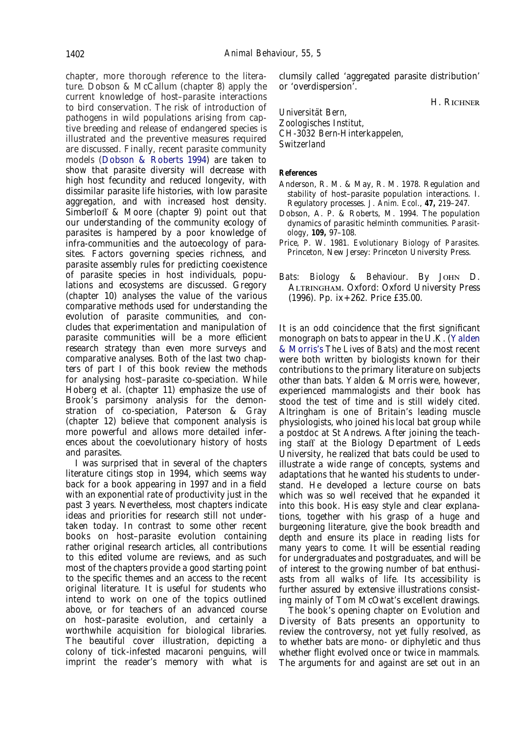chapter, more thorough reference to the literature. Dobson & McCallum (chapter 8) apply the current knowledge of host–parasite interactions to bird conservation. The risk of introduction of pathogens in wild populations arising from captive breeding and release of endangered species is illustrated and the preventive measures required are discussed. Finally, recent parasite community models (Dobson & Roberts 1994) are taken to show that parasite diversity will decrease with high host fecundity and reduced longevity, with dissimilar parasite life histories, with low parasite aggregation, and with increased host density. Simberloff & Moore (chapter 9) point out that our understanding of the community ecology of parasites is hampered by a poor knowledge of infra-communities and the autoecology of parasites. Factors governing species richness, and parasite assembly rules for predicting coexistence of parasite species in host individuals, populations and ecosystems are discussed. Gregory (chapter 10) analyses the value of the various comparative methods used for understanding the evolution of parasite communities, and concludes that experimentation and manipulation of parasite communities will be a more efficient research strategy than even more surveys and comparative analyses. Both of the last two chapters of part I of this book review the methods for analysing host–parasite co-speciation. While Hoberg et al. (chapter 11) emphasize the use of Brook's parsimony analysis for the demonstration of co-speciation, Paterson & Gray (chapter 12) believe that component analysis is more powerful and allows more detailed inferences about the coevolutionary history of hosts and parasites.

I was surprised that in several of the chapters literature citings stop in 1994, which seems way back for a book appearing in 1997 and in a field with an exponential rate of productivity just in the past 3 years. Nevertheless, most chapters indicate ideas and priorities for research still not undertaken today. In contrast to some other recent books on host–parasite evolution containing rather original research articles, all contributions to this edited volume are reviews, and as such most of the chapters provide a good starting point to the specific themes and an access to the recent original literature. It is useful for students who intend to work on one of the topics outlined above, or for teachers of an advanced course on host–parasite evolution, and certainly a worthwhile acquisition for biological libraries. The beautiful cover illustration, depicting a colony of tick-infested macaroni penguins, will imprint the reader's memory with what is clumsily called 'aggregated parasite distribution' or 'overdispersion'.

H. Richner

*Universität Bern,*
*Zoologisches Institut,*
*CH-3032 Bern-Hinterkappelen,*
*Switzerland*

**References**

Anderson, R. M. & May, R. M. 1978. Regulation and stability of host–parasite population interactions. I. Regulatory processes. *J. Anim. Ecol.*, **47,** 219–247.

Dobson, A. P. & Roberts, M. 1994. The population dynamics of parasitic helminth communities. *Parasitology*, **109,** 97–108.

Price, P. W. 1981. *Evolutionary Biology of Parasites.* Princeton, New Jersey: Princeton University Press.

*Bats: Biology & Behaviour.* By John D. Altringham. Oxford: Oxford University Press (1996). Pp. ix+262. Price £35.00.

It is an odd coincidence that the first significant monograph on bats to appear in the U.K. (Yalden & Morris's *The Lives of Bats*) and the most recent were both written by biologists known for their contributions to the primary literature on subjects other than bats. Yalden & Morris were, however, experienced mammalogists and their book has stood the test of time and is still widely cited. Altringham is one of Britain's leading muscle physiologists, who joined his local bat group while a postdoc at St Andrews. After joining the teaching staff at the Biology Department of Leeds University, he realized that bats could be used to illustrate a wide range of concepts, systems and adaptations that he wanted his students to understand. He developed a lecture course on bats which was so well received that he expanded it into this book. His easy style and clear explanations, together with his grasp of a huge and burgeoning literature, give the book breadth and depth and ensure its place in reading lists for many years to come. It will be essential reading for undergraduates and postgraduates, and will be of interest to the growing number of bat enthusiasts from all walks of life. Its accessibility is further assured by extensive illustrations consisting mainly of Tom McOwat's excellent drawings.

The book's opening chapter on Evolution and Diversity of Bats presents an opportunity to review the controversy, not yet fully resolved, as to whether bats are mono- or diphyletic and thus whether flight evolved once or twice in mammals. The arguments for and against are set out in an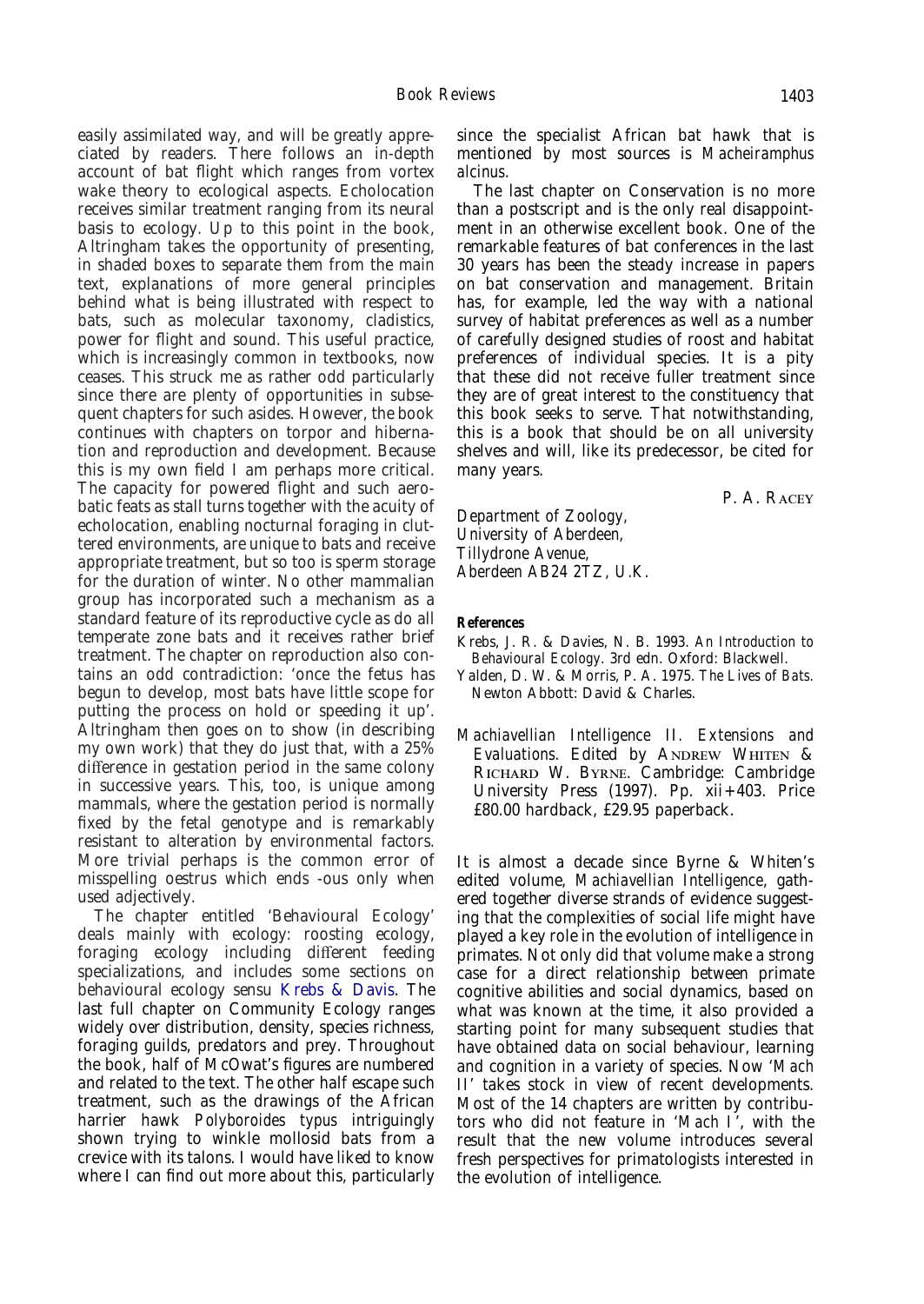easily assimilated way, and will be greatly appreciated by readers. There follows an in-depth account of bat flight which ranges from vortex wake theory to ecological aspects. Echolocation receives similar treatment ranging from its neural basis to ecology. Up to this point in the book, Altringham takes the opportunity of presenting, in shaded boxes to separate them from the main text, explanations of more general principles behind what is being illustrated with respect to bats, such as molecular taxonomy, cladistics, power for flight and sound. This useful practice, which is increasingly common in textbooks, now ceases. This struck me as rather odd particularly since there are plenty of opportunities in subsequent chapters for such asides. However, the book continues with chapters on torpor and hibernation and reproduction and development. Because this is my own field I am perhaps more critical. The capacity for powered flight and such aerobatic feats as stall turns together with the acuity of echolocation, enabling nocturnal foraging in cluttered environments, are unique to bats and receive appropriate treatment, but so too is sperm storage for the duration of winter. No other mammalian group has incorporated such a mechanism as a standard feature of its reproductive cycle as do all temperate zone bats and it receives rather brief treatment. The chapter on reproduction also contains an odd contradiction: 'once the fetus has begun to develop, most bats have little scope for putting the process on hold or speeding it up'. Altringham then goes on to show (in describing my own work) that they do just that, with a 25% difference in gestation period in the same colony in successive years. This, too, is unique among mammals, where the gestation period is normally fixed by the fetal genotype and is remarkably resistant to alteration by environmental factors. More trivial perhaps is the common error of misspelling oestrus which ends -ous only when used adjectively.

The chapter entitled 'Behavioural Ecology' deals mainly with ecology: roosting ecology, foraging ecology including different feeding specializations, and includes some sections on behavioural ecology sensu Krebs & Davis. The last full chapter on Community Ecology ranges widely over distribution, density, species richness, foraging guilds, predators and prey. Throughout the book, half of McOwat's figures are numbered and related to the text. The other half escape such treatment, such as the drawings of the African harrier hawk *Polyboroides typus* intriguingly shown trying to winkle mollosid bats from a crevice with its talons. I would have liked to know where I can find out more about this, particularly since the specialist African bat hawk that is mentioned by most sources is *Macheiramphus alcinus*.

The last chapter on Conservation is no more than a postscript and is the only real disappointment in an otherwise excellent book. One of the remarkable features of bat conferences in the last 30 years has been the steady increase in papers on bat conservation and management. Britain has, for example, led the way with a national survey of habitat preferences as well as a number of carefully designed studies of roost and habitat preferences of individual species. It is a pity that these did not receive fuller treatment since they are of great interest to the constituency that this book seeks to serve. That notwithstanding, this is a book that should be on all university shelves and will, like its predecessor, be cited for many years.

P. A. Racey

Department of Zoology,
University of Aberdeen,
Tillydrone Avenue,
Aberdeen AB24 2TZ, U.K.

**References**

Krebs, J. R. & Davies, N. B. 1993. *An Introduction to Behavioural Ecology*. 3rd edn. Oxford: Blackwell.

Yalden, D. W. & Morris, P. A. 1975. *The Lives of Bats*. Newton Abbott: David & Charles.

*Machiavellian Intelligence II. Extensions and Evaluations*. Edited by Andrew Whiten & Richard W. Byrne. Cambridge: Cambridge University Press (1997). Pp. xii+403. Price £80.00 hardback, £29.95 paperback.

It is almost a decade since Byrne & Whiten's edited volume, *Machiavellian Intelligence*, gathered together diverse strands of evidence suggesting that the complexities of social life might have played a key role in the evolution of intelligence in primates. Not only did that volume make a strong case for a direct relationship between primate cognitive abilities and social dynamics, based on what was known at the time, it also provided a starting point for many subsequent studies that have obtained data on social behaviour, learning and cognition in a variety of species. Now '*Mach II*' takes stock in view of recent developments. Most of the 14 chapters are written by contributors who did not feature in '*Mach I*', with the result that the new volume introduces several fresh perspectives for primatologists interested in the evolution of intelligence.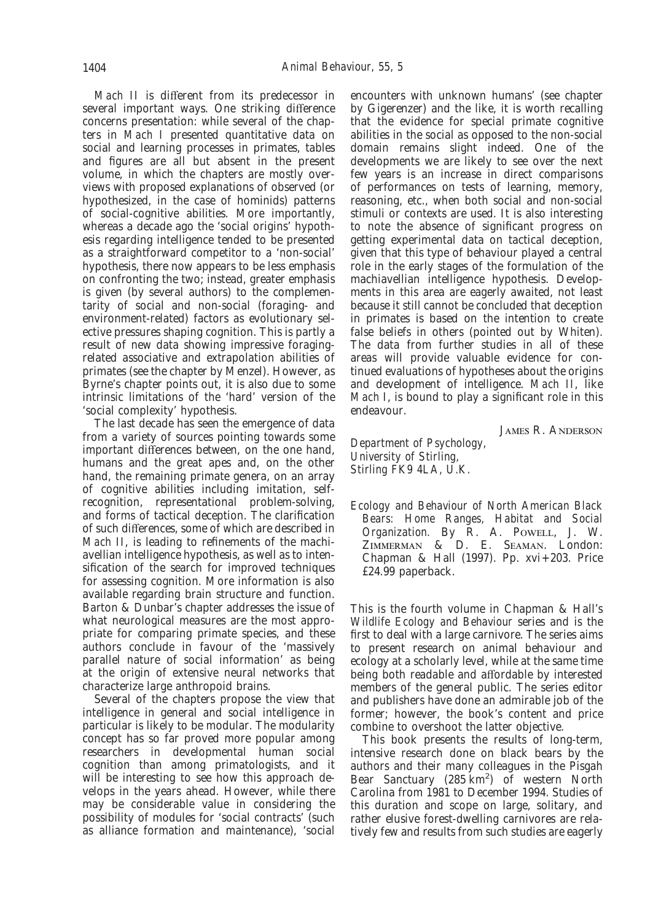*Mach II* is different from its predecessor in several important ways. One striking difference concerns presentation: while several of the chapters in *Mach I* presented quantitative data on social and learning processes in primates, tables and figures are all but absent in the present volume, in which the chapters are mostly overviews with proposed explanations of observed (or hypothesized, in the case of hominids) patterns of social-cognitive abilities. More importantly, whereas a decade ago the 'social origins' hypothesis regarding intelligence tended to be presented as a straightforward competitor to a 'non-social' hypothesis, there now appears to be less emphasis on confronting the two; instead, greater emphasis is given (by several authors) to the complementarity of social and non-social (foraging- and environment-related) factors as evolutionary selective pressures shaping cognition. This is partly a result of new data showing impressive foraging-related associative and extrapolation abilities of primates (see the chapter by Menzel). However, as Byrne's chapter points out, it is also due to some intrinsic limitations of the 'hard' version of the 'social complexity' hypothesis.

The last decade has seen the emergence of data from a variety of sources pointing towards some important differences between, on the one hand, humans and the great apes and, on the other hand, the remaining primate genera, on an array of cognitive abilities including imitation, self-recognition, representational problem-solving, and forms of tactical deception. The clarification of such differences, some of which are described in *Mach II*, is leading to refinements of the machiavellian intelligence hypothesis, as well as to intensification of the search for improved techniques for assessing cognition. More information is also available regarding brain structure and function. Barton & Dunbar's chapter addresses the issue of what neurological measures are the most appropriate for comparing primate species, and these authors conclude in favour of the 'massively parallel nature of social information' as being at the origin of extensive neural networks that characterize large anthropoid brains.

Several of the chapters propose the view that intelligence in general and social intelligence in particular is likely to be modular. The modularity concept has so far proved more popular among researchers in developmental human social cognition than among primatologists, and it will be interesting to see how this approach develops in the years ahead. However, while there may be considerable value in considering the possibility of modules for 'social contracts' (such as alliance formation and maintenance), 'social encounters with unknown humans' (see chapter by Gigerenzer) and the like, it is worth recalling that the evidence for special primate cognitive abilities in the social as opposed to the non-social domain remains slight indeed. One of the developments we are likely to see over the next few years is an increase in direct comparisons of performances on tests of learning, memory, reasoning, etc., when both social and non-social stimuli or contexts are used. It is also interesting to note the absence of significant progress on getting experimental data on tactical deception, given that this type of behaviour played a central role in the early stages of the formulation of the machiavellian intelligence hypothesis. Developments in this area are eagerly awaited, not least because it still cannot be concluded that deception in primates is based on the intention to create false beliefs in others (pointed out by Whiten). The data from further studies in all of these areas will provide valuable evidence for continued evaluations of hypotheses about the origins and development of intelligence. *Mach II*, like *Mach I*, is bound to play a significant role in this endeavour.

James R. Anderson

*Department of Psychology,*
*University of Stirling,*
*Stirling FK9 4LA, U.K.*

*Ecology and Behaviour of North American Black Bears: Home Ranges, Habitat and Social Organization.* By R. A. Powell, J. W. Zimmerman & D. E. Seaman. London: Chapman & Hall (1997). Pp. xvi+203. Price £24.99 paperback.

This is the fourth volume in Chapman & Hall's *Wildlife Ecology and Behaviour* series and is the first to deal with a large carnivore. The series aims to present research on animal behaviour and ecology at a scholarly level, while at the same time being both readable and affordable by interested members of the general public. The series editor and publishers have done an admirable job of the former; however, the book's content and price combine to overshoot the latter objective.

This book presents the results of long-term, intensive research done on black bears by the authors and their many colleagues in the Pisgah Bear Sanctuary (285 $km^2$) of western North Carolina from 1981 to December 1994. Studies of this duration and scope on large, solitary, and rather elusive forest-dwelling carnivores are relatively few and results from such studies are eagerly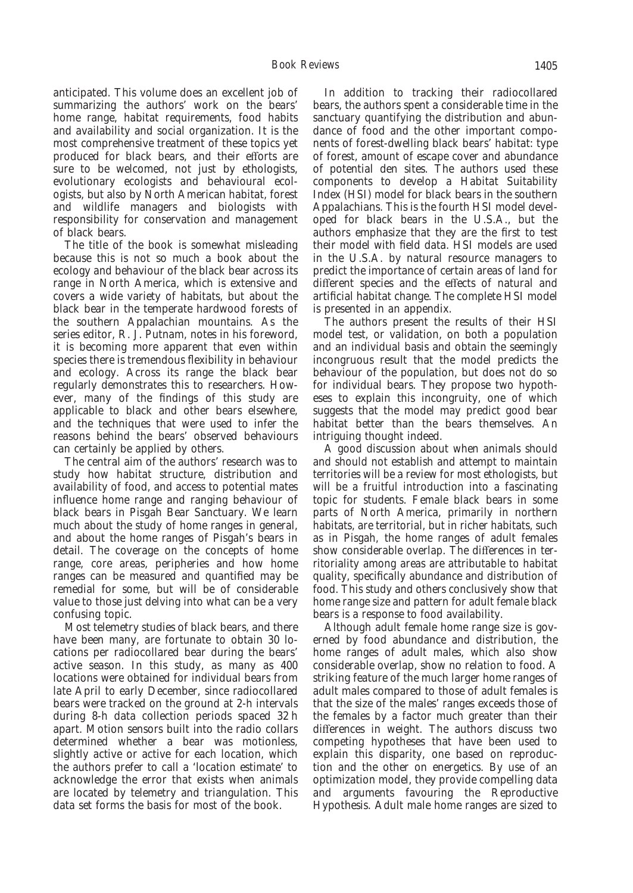anticipated. This volume does an excellent job of summarizing the authors' work on the bears' home range, habitat requirements, food habits and availability and social organization. It is the most comprehensive treatment of these topics yet produced for black bears, and their efforts are sure to be welcomed, not just by ethologists, evolutionary ecologists and behavioural ecologists, but also by North American habitat, forest and wildlife managers and biologists with responsibility for conservation and management of black bears.

The title of the book is somewhat misleading because this is not so much a book about the ecology and behaviour of the black bear across its range in North America, which is extensive and covers a wide variety of habitats, but about the black bear in the temperate hardwood forests of the southern Appalachian mountains. As the series editor, R. J. Putnam, notes in his foreword, it is becoming more apparent that even within species there is tremendous flexibility in behaviour and ecology. Across its range the black bear regularly demonstrates this to researchers. However, many of the findings of this study are applicable to black and other bears elsewhere, and the techniques that were used to infer the reasons behind the bears' observed behaviours can certainly be applied by others.

The central aim of the authors' research was to study how habitat structure, distribution and availability of food, and access to potential mates influence home range and ranging behaviour of black bears in Pisgah Bear Sanctuary. We learn much about the study of home ranges in general, and about the home ranges of Pisgah's bears in detail. The coverage on the concepts of home range, core areas, peripheries and how home ranges can be measured and quantified may be remedial for some, but will be of considerable value to those just delving into what can be a very confusing topic.

Most telemetry studies of black bears, and there have been many, are fortunate to obtain 30 locations per radiocollared bear during the bears' active season. In this study, as many as 400 locations were obtained for individual bears from late April to early December, since radiocollared bears were tracked on the ground at 2-h intervals during 8-h data collection periods spaced 32 h apart. Motion sensors built into the radio collars determined whether a bear was motionless, slightly active or active for each location, which the authors prefer to call a 'location estimate' to acknowledge the error that exists when animals are located by telemetry and triangulation. This data set forms the basis for most of the book.

In addition to tracking their radiocollared bears, the authors spent a considerable time in the sanctuary quantifying the distribution and abundance of food and the other important components of forest-dwelling black bears' habitat: type of forest, amount of escape cover and abundance of potential den sites. The authors used these components to develop a Habitat Suitability Index (HSI) model for black bears in the southern Appalachians. This is the fourth HSI model developed for black bears in the U.S.A., but the authors emphasize that they are the first to test their model with field data. HSI models are used in the U.S.A. by natural resource managers to predict the importance of certain areas of land for different species and the effects of natural and artificial habitat change. The complete HSI model is presented in an appendix.

The authors present the results of their HSI model test, or validation, on both a population and an individual basis and obtain the seemingly incongruous result that the model predicts the behaviour of the population, but does not do so for individual bears. They propose two hypotheses to explain this incongruity, one of which suggests that the model may predict good bear habitat better than the bears themselves. An intriguing thought indeed.

A good discussion about when animals should and should not establish and attempt to maintain territories will be a review for most ethologists, but will be a fruitful introduction into a fascinating topic for students. Female black bears in some parts of North America, primarily in northern habitats, are territorial, but in richer habitats, such as in Pisgah, the home ranges of adult females show considerable overlap. The differences in territoriality among areas are attributable to habitat quality, specifically abundance and distribution of food. This study and others conclusively show that home range size and pattern for adult female black bears is a response to food availability.

Although adult female home range size is governed by food abundance and distribution, the home ranges of adult males, which also show considerable overlap, show no relation to food. A striking feature of the much larger home ranges of adult males compared to those of adult females is that the size of the males' ranges exceeds those of the females by a factor much greater than their differences in weight. The authors discuss two competing hypotheses that have been used to explain this disparity, one based on reproduction and the other on energetics. By use of an optimization model, they provide compelling data and arguments favouring the Reproductive Hypothesis. Adult male home ranges are sized to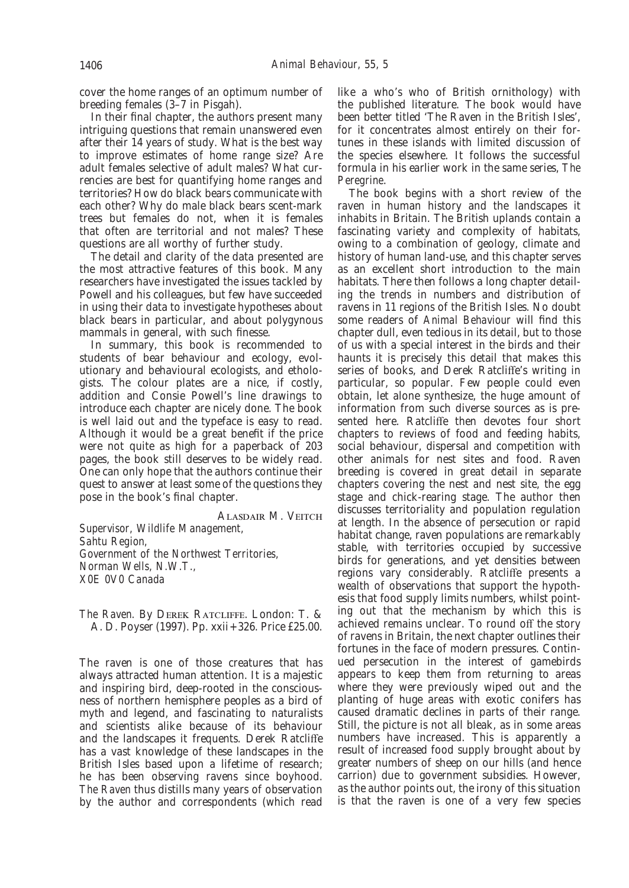cover the home ranges of an optimum number of breeding females (3–7 in Pisgah).

In their final chapter, the authors present many intriguing questions that remain unanswered even after their 14 years of study. What is the best way to improve estimates of home range size? Are adult females selective of adult males? What currencies are best for quantifying home ranges and territories? How do black bears communicate with each other? Why do male black bears scent-mark trees but females do not, when it is females that often are territorial and not males? These questions are all worthy of further study.

The detail and clarity of the data presented are the most attractive features of this book. Many researchers have investigated the issues tackled by Powell and his colleagues, but few have succeeded in using their data to investigate hypotheses about black bears in particular, and about polygynous mammals in general, with such finesse.

In summary, this book is recommended to students of bear behaviour and ecology, evolutionary and behavioural ecologists, and ethologists. The colour plates are a nice, if costly, addition and Consie Powell's line drawings to introduce each chapter are nicely done. The book is well laid out and the typeface is easy to read. Although it would be a great benefit if the price were not quite as high for a paperback of 203 pages, the book still deserves to be widely read. One can only hope that the authors continue their quest to answer at least some of the questions they pose in the book's final chapter.

Alasdair M. Veitch

*Supervisor, Wildlife Management,*
*Sahtu Region,*
*Government of the Northwest Territories,*
*Norman Wells, N.W.T.,*
*X0E 0V0 Canada*

*The Raven.* By Derek Ratcliffe. London: T. & A. D. Poyser (1997). Pp. xxii+326. Price £25.00.

The raven is one of those creatures that has always attracted human attention. It is a majestic and inspiring bird, deep-rooted in the consciousness of northern hemisphere peoples as a bird of myth and legend, and fascinating to naturalists and scientists alike because of its behaviour and the landscapes it frequents. Derek Ratcliffe has a vast knowledge of these landscapes in the British Isles based upon a lifetime of research; he has been observing ravens since boyhood. *The Raven* thus distills many years of observation by the author and correspondents (which read like a who's who of British ornithology) with the published literature. The book would have been better titled 'The Raven in the British Isles', for it concentrates almost entirely on their fortunes in these islands with limited discussion of the species elsewhere. It follows the successful formula in his earlier work in the same series, *The Peregrine*.

The book begins with a short review of the raven in human history and the landscapes it inhabits in Britain. The British uplands contain a fascinating variety and complexity of habitats, owing to a combination of geology, climate and history of human land-use, and this chapter serves as an excellent short introduction to the main habitats. There then follows a long chapter detailing the trends in numbers and distribution of ravens in 11 regions of the British Isles. No doubt some readers of *Animal Behaviour* will find this chapter dull, even tedious in its detail, but to those of us with a special interest in the birds and their haunts it is precisely this detail that makes this series of books, and Derek Ratcliffe's writing in particular, so popular. Few people could even obtain, let alone synthesize, the huge amount of information from such diverse sources as is presented here. Ratcliffe then devotes four short chapters to reviews of food and feeding habits, social behaviour, dispersal and competition with other animals for nest sites and food. Raven breeding is covered in great detail in separate chapters covering the nest and nest site, the egg stage and chick-rearing stage. The author then discusses territoriality and population regulation at length. In the absence of persecution or rapid habitat change, raven populations are remarkably stable, with territories occupied by successive birds for generations, and yet densities between regions vary considerably. Ratcliffe presents a wealth of observations that support the hypothesis that food supply limits numbers, whilst pointing out that the mechanism by which this is achieved remains unclear. To round off the story of ravens in Britain, the next chapter outlines their fortunes in the face of modern pressures. Continued persecution in the interest of gamebirds appears to keep them from returning to areas where they were previously wiped out and the planting of huge areas with exotic conifers has caused dramatic declines in parts of their range. Still, the picture is not all bleak, as in some areas numbers have increased. This is apparently a result of increased food supply brought about by greater numbers of sheep on our hills (and hence carrion) due to government subsidies. However, as the author points out, the irony of this situation is that the raven is one of a very few species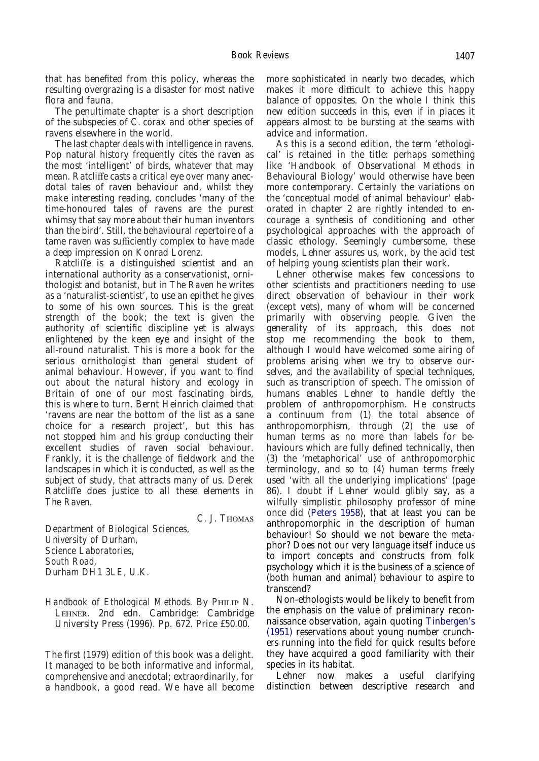that has benefited from this policy, whereas the resulting overgrazing is a disaster for most native flora and fauna.

The penultimate chapter is a short description of the subspecies of *C. corax* and other species of ravens elsewhere in the world.

The last chapter deals with intelligence in ravens. Pop natural history frequently cites the raven as the most 'intelligent' of birds, whatever that may mean. Ratcliffe casts a critical eye over many anecdotal tales of raven behaviour and, whilst they make interesting reading, concludes 'many of the time-honoured tales of ravens are the purest whimsy that say more about their human inventors than the bird'. Still, the behavioural repertoire of a tame raven was sufficiently complex to have made a deep impression on Konrad Lorenz.

Ratcliffe is a distinguished scientist and an international authority as a conservationist, ornithologist and botanist, but in *The Raven* he writes as a 'naturalist-scientist', to use an epithet he gives to some of his own sources. This is the great strength of the book; the text is given the authority of scientific discipline yet is always enlightened by the keen eye and insight of the all-round naturalist. This is more a book for the serious ornithologist than general student of animal behaviour. However, if you want to find out about the natural history and ecology in Britain of one of our most fascinating birds, this is where to turn. Bernt Heinrich claimed that 'ravens are near the bottom of the list as a sane choice for a research project', but this has not stopped him and his group conducting their excellent studies of raven social behaviour. Frankly, it is the challenge of fieldwork and the landscapes in which it is conducted, as well as the subject of study, that attracts many of us. Derek Ratcliffe does justice to all these elements in *The Raven*.

C. J. THOMAS

*Department of Biological Sciences,*
*University of Durham,*
*Science Laboratories,*
*South Road,*
*Durham DH1 3LE, U.K.*

*Handbook of Ethological Methods.* By PHILIP N. LEHNER. 2nd edn. Cambridge: Cambridge University Press (1996). Pp. 672. Price £50.00.

The first (1979) edition of this book was a delight. It managed to be both informative and informal, comprehensive and anecdotal; extraordinarily, for a handbook, a good read. We have all become more sophisticated in nearly two decades, which makes it more difficult to achieve this happy balance of opposites. On the whole I think this new edition succeeds in this, even if in places it appears almost to be bursting at the seams with advice and information.

As this is a second edition, the term 'ethological' is retained in the title: perhaps something like 'Handbook of Observational Methods in Behavioural Biology' would otherwise have been more contemporary. Certainly the variations on the 'conceptual model of animal behaviour' elaborated in chapter 2 are rightly intended to encourage a synthesis of conditioning and other psychological approaches with the approach of classic ethology. Seemingly cumbersome, these models, Lehner assures us, work, by the acid test of helping young scientists plan their work.

Lehner otherwise makes few concessions to other scientists and practitioners needing to use direct observation of behaviour in their work (except vets), many of whom will be concerned primarily with observing people. Given the generality of its approach, this does not stop me recommending the book to them, although I would have welcomed some airing of problems arising when we try to observe ourselves, and the availability of special techniques, such as transcription of speech. The omission of humans enables Lehner to handle deftly the problem of anthropomorphism. He constructs a continuum from (1) the total absence of anthropomorphism, through (2) the use of human terms as no more than labels for behaviours which are fully defined technically, then (3) the 'metaphorical' use of anthropomorphic terminology, and so to (4) human terms freely used 'with all the underlying implications' (page 86). I doubt if Lehner would glibly say, as a wilfully simplistic philosophy professor of mine once did (Peters 1958), that at least you can be anthropomorphic in the description of human behaviour! So should we not beware the metaphor? Does not our very language itself induce us to import concepts and constructs from folk psychology which it is the business of a science of (both human and animal) behaviour to aspire to transcend?

Non-ethologists would be likely to benefit from the emphasis on the value of preliminary reconnaissance observation, again quoting Tinbergen's (1951) reservations about young number crunchers running into the field for quick results before they have acquired a good familiarity with their species in its habitat.

Lehner now makes a useful clarifying distinction between descriptive research and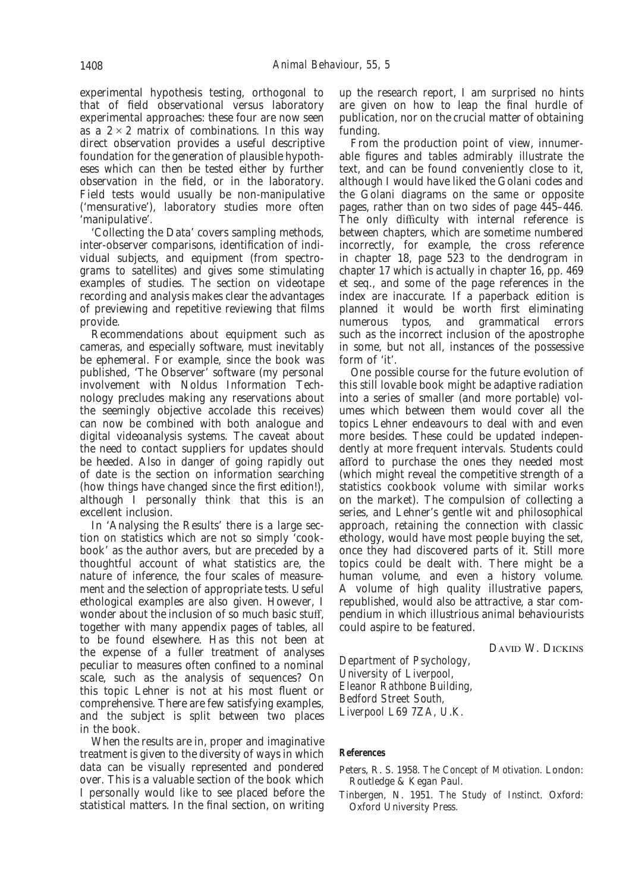experimental hypothesis testing, orthogonal to that of field observational versus laboratory experimental approaches: these four are now seen as a $2 \times 2$ matrix of combinations. In this way direct observation provides a useful descriptive foundation for the generation of plausible hypotheses which can then be tested either by further observation in the field, or in the laboratory. Field tests would usually be non-manipulative ('mensurative'), laboratory studies more often 'manipulative'.

'Collecting the Data' covers sampling methods, inter-observer comparisons, identification of individual subjects, and equipment (from spectrograms to satellites) and gives some stimulating examples of studies. The section on videotape recording and analysis makes clear the advantages of previewing and repetitive reviewing that films provide.

Recommendations about equipment such as cameras, and especially software, must inevitably be ephemeral. For example, since the book was published, 'The Observer' software (my personal involvement with Noldus Information Technology precludes making any reservations about the seemingly objective accolade this receives) can now be combined with both analogue and digital videoanalysis systems. The caveat about the need to contact suppliers for updates should be heeded. Also in danger of going rapidly out of date is the section on information searching (how things have changed since the first edition!), although I personally think that this is an excellent inclusion.

In 'Analysing the Results' there is a large section on statistics which are not so simply 'cookbook' as the author avers, but are preceded by a thoughtful account of what statistics are, the nature of inference, the four scales of measurement and the selection of appropriate tests. Useful ethological examples are also given. However, I wonder about the inclusion of so much basic stuff, together with many appendix pages of tables, all to be found elsewhere. Has this not been at the expense of a fuller treatment of analyses peculiar to measures often confined to a nominal scale, such as the analysis of sequences? On this topic Lehner is not at his most fluent or comprehensive. There are few satisfying examples, and the subject is split between two places in the book.

When the results are in, proper and imaginative treatment is given to the diversity of ways in which data can be visually represented and pondered over. This is a valuable section of the book which I personally would like to see placed before the statistical matters. In the final section, on writing up the research report, I am surprised no hints are given on how to leap the final hurdle of publication, nor on the crucial matter of obtaining funding.

From the production point of view, innumerable figures and tables admirably illustrate the text, and can be found conveniently close to it, although I would have liked the Golani codes and the Golani diagrams on the same or opposite pages, rather than on two sides of page 445–446. The only difficulty with internal reference is between chapters, which are sometime numbered incorrectly, for example, the cross reference in chapter 18, page 523 to the dendrogram in chapter 17 which is actually in chapter 16, pp. 469 et seq., and some of the page references in the index are inaccurate. If a paperback edition is planned it would be worth first eliminating numerous typos, and grammatical errors such as the incorrect inclusion of the apostrophe in some, but not all, instances of the possessive form of 'it'.

One possible course for the future evolution of this still lovable book might be adaptive radiation into a series of smaller (and more portable) volumes which between them would cover all the topics Lehner endeavours to deal with and even more besides. These could be updated independently at more frequent intervals. Students could afford to purchase the ones they needed most (which might reveal the competitive strength of a statistics cookbook volume with similar works on the market). The compulsion of collecting a series, and Lehner's gentle wit and philosophical approach, retaining the connection with classic ethology, would have most people buying the set, once they had discovered parts of it. Still more topics could be dealt with. There might be a human volume, and even a history volume. A volume of high quality illustrative papers, republished, would also be attractive, a star compendium in which illustrious animal behaviourists could aspire to be featured.

David W. Dickins

*Department of Psychology,*
*University of Liverpool,*
*Eleanor Rathbone Building,*
*Bedford Street South,*
*Liverpool L69 7ZA, U.K.*

**References**

Peters, R. S. 1958. *The Concept of Motivation.* London: Routledge & Kegan Paul.

Tinbergen, N. 1951. *The Study of Instinct.* Oxford: Oxford University Press.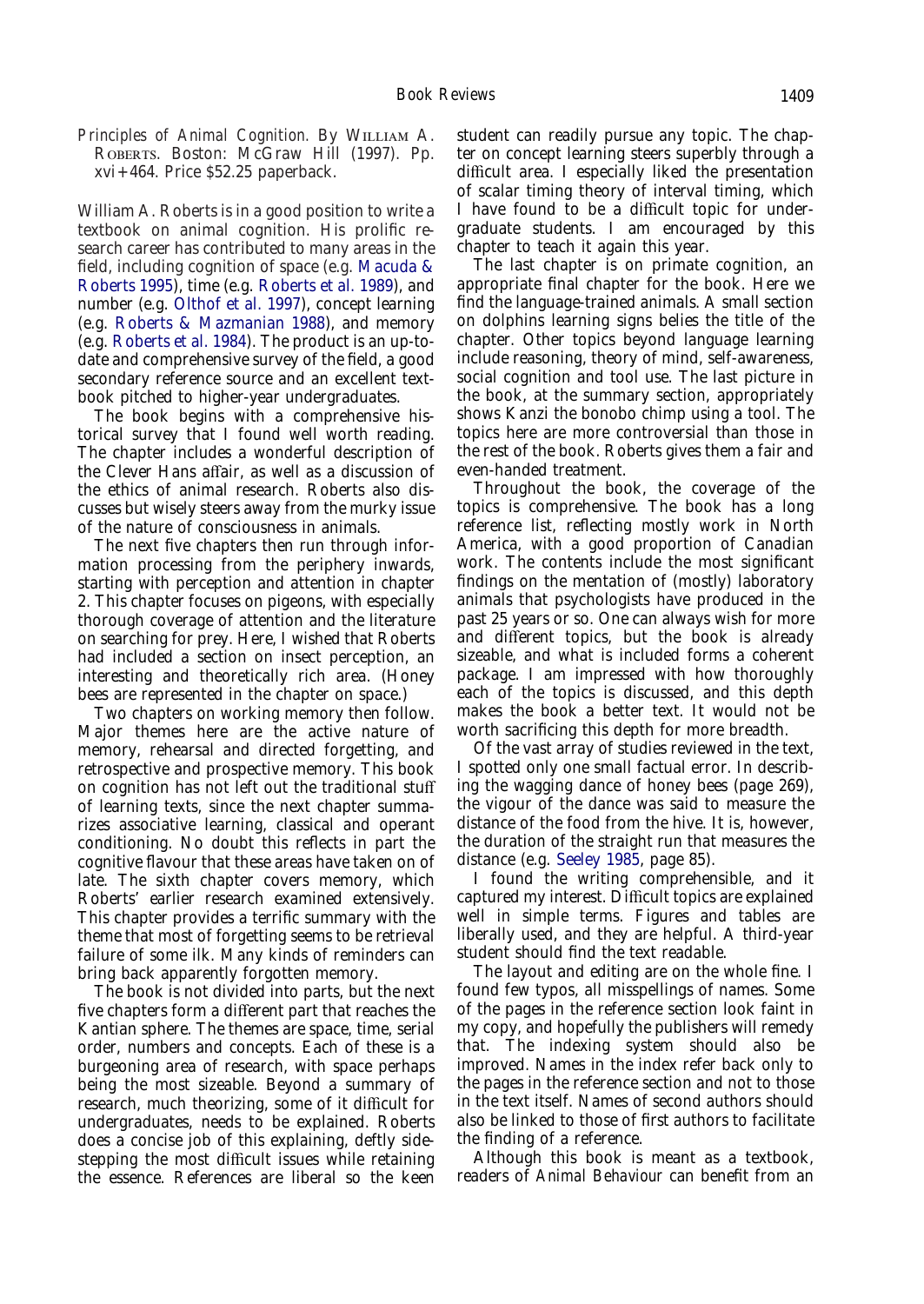*Principles of Animal Cognition*. By William A. Roberts. Boston: McGraw Hill (1997). Pp. xvi+464. Price $52.25 paperback.

William A. Roberts is in a good position to write a textbook on animal cognition. His prolific research career has contributed to many areas in the field, including cognition of space (e.g. Macuda & Roberts 1995), time (e.g. Roberts et al. 1989), and number (e.g. Olthof et al. 1997), concept learning (e.g. Roberts & Mazmanian 1988), and memory (e.g. Roberts et al. 1984). The product is an up-to-date and comprehensive survey of the field, a good secondary reference source and an excellent textbook pitched to higher-year undergraduates.

The book begins with a comprehensive historical survey that I found well worth reading. The chapter includes a wonderful description of the Clever Hans affair, as well as a discussion of the ethics of animal research. Roberts also discusses but wisely steers away from the murky issue of the nature of consciousness in animals.

The next five chapters then run through information processing from the periphery inwards, starting with perception and attention in chapter 2. This chapter focuses on pigeons, with especially thorough coverage of attention and the literature on searching for prey. Here, I wished that Roberts had included a section on insect perception, an interesting and theoretically rich area. (Honey bees are represented in the chapter on space.)

Two chapters on working memory then follow. Major themes here are the active nature of memory, rehearsal and directed forgetting, and retrospective and prospective memory. This book on cognition has not left out the traditional stuff of learning texts, since the next chapter summarizes associative learning, classical and operant conditioning. No doubt this reflects in part the cognitive flavour that these areas have taken on of late. The sixth chapter covers memory, which Roberts' earlier research examined extensively. This chapter provides a terrific summary with the theme that most of forgetting seems to be retrieval failure of some ilk. Many kinds of reminders can bring back apparently forgotten memory.

The book is not divided into parts, but the next five chapters form a different part that reaches the Kantian sphere. The themes are space, time, serial order, numbers and concepts. Each of these is a burgeoning area of research, with space perhaps being the most sizeable. Beyond a summary of research, much theorizing, some of it difficult for undergraduates, needs to be explained. Roberts does a concise job of this explaining, deftly sidestepping the most difficult issues while retaining the essence. References are liberal so the keen student can readily pursue any topic. The chapter on concept learning steers superbly through a difficult area. I especially liked the presentation of scalar timing theory of interval timing, which I have found to be a difficult topic for undergraduate students. I am encouraged by this chapter to teach it again this year.

The last chapter is on primate cognition, an appropriate final chapter for the book. Here we find the language-trained animals. A small section on dolphins learning signs belies the title of the chapter. Other topics beyond language learning include reasoning, theory of mind, self-awareness, social cognition and tool use. The last picture in the book, at the summary section, appropriately shows Kanzi the bonobo chimp using a tool. The topics here are more controversial than those in the rest of the book. Roberts gives them a fair and even-handed treatment.

Throughout the book, the coverage of the topics is comprehensive. The book has a long reference list, reflecting mostly work in North America, with a good proportion of Canadian work. The contents include the most significant findings on the mentation of (mostly) laboratory animals that psychologists have produced in the past 25 years or so. One can always wish for more and different topics, but the book is already sizeable, and what is included forms a coherent package. I am impressed with how thoroughly each of the topics is discussed, and this depth makes the book a better text. It would not be worth sacrificing this depth for more breadth.

Of the vast array of studies reviewed in the text, I spotted only one small factual error. In describing the wagging dance of honey bees (page 269), the vigour of the dance was said to measure the distance of the food from the hive. It is, however, the duration of the straight run that measures the distance (e.g. Seeley 1985, page 85).

I found the writing comprehensible, and it captured my interest. Difficult topics are explained well in simple terms. Figures and tables are liberally used, and they are helpful. A third-year student should find the text readable.

The layout and editing are on the whole fine. I found few typos, all misspellings of names. Some of the pages in the reference section look faint in my copy, and hopefully the publishers will remedy that. The indexing system should also be improved. Names in the index refer back only to the pages in the reference section and not to those in the text itself. Names of second authors should also be linked to those of first authors to facilitate the finding of a reference.

Although this book is meant as a textbook, readers of *Animal Behaviour* can benefit from an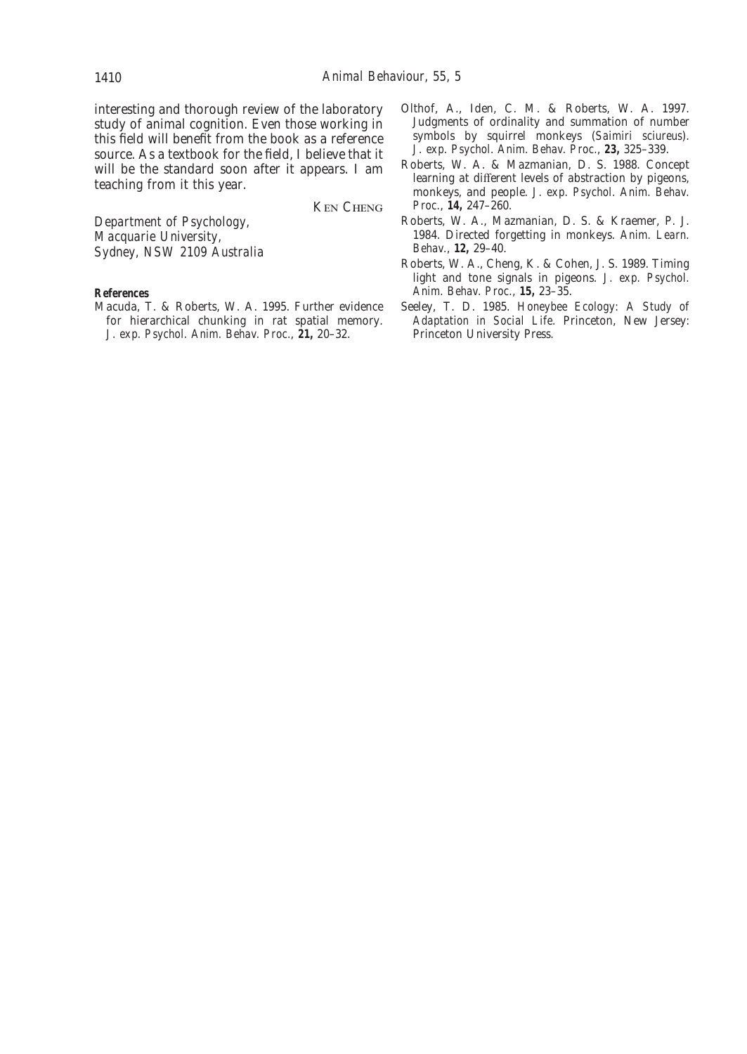interesting and thorough review of the laboratory study of animal cognition. Even those working in this field will benefit from the book as a reference source. As a textbook for the field, I believe that it will be the standard soon after it appears. I am teaching from it this year.

Ken Cheng

*Department of Psychology,*
*Macquarie University,*
*Sydney, NSW 2109 Australia*

**References**

Macuda, T. & Roberts, W. A. 1995. Further evidence for hierarchical chunking in rat spatial memory. *J. exp. Psychol. Anim. Behav. Proc.*, **21,** 20–32.

Olthof, A., Iden, C. M. & Roberts, W. A. 1997. Judgments of ordinality and summation of number symbols by squirrel monkeys (*Saimiri sciureus*). *J. exp. Psychol. Anim. Behav. Proc.*, **23,** 325–339.

Roberts, W. A. & Mazmanian, D. S. 1988. Concept learning at different levels of abstraction by pigeons, monkeys, and people. *J. exp. Psychol. Anim. Behav. Proc.*, **14,** 247–260.

Roberts, W. A., Mazmanian, D. S. & Kraemer, P. J. 1984. Directed forgetting in monkeys. *Anim. Learn. Behav.*, **12,** 29–40.

Roberts, W. A., Cheng, K. & Cohen, J. S. 1989. Timing light and tone signals in pigeons. *J. exp. Psychol. Anim. Behav. Proc.*, **15,** 23–35.

Seeley, T. D. 1985. *Honeybee Ecology: A Study of Adaptation in Social Life.* Princeton, New Jersey: Princeton University Press.